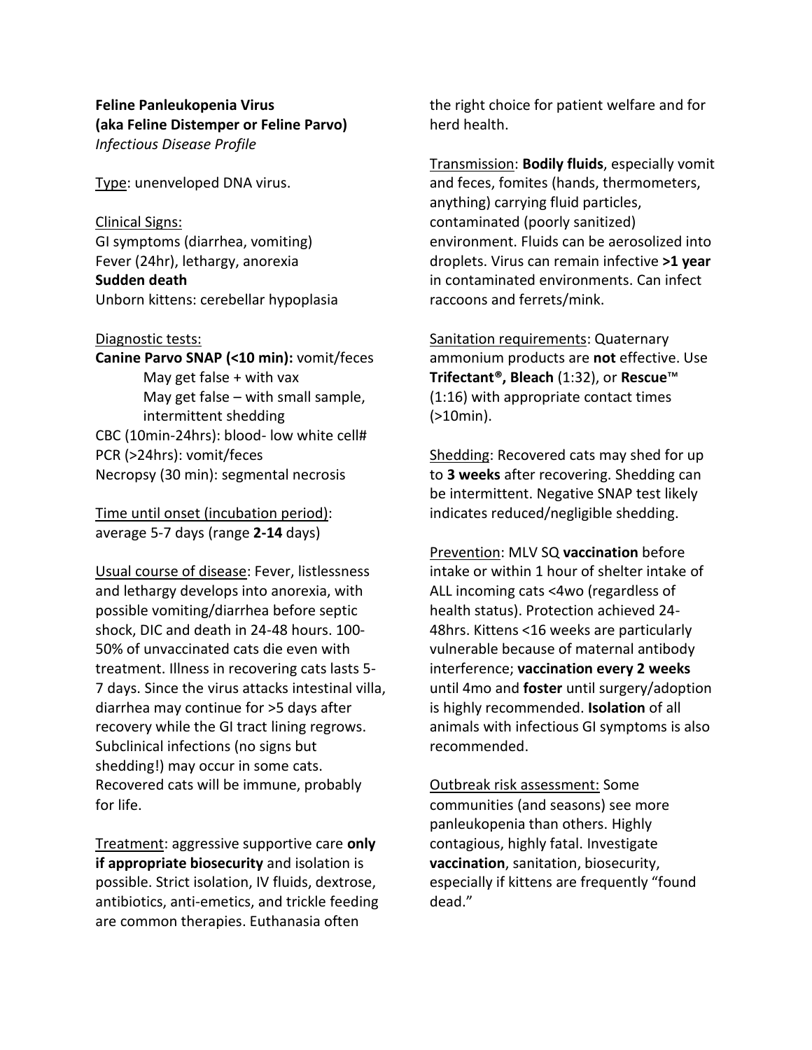**Feline Panleukopenia Virus**
**(aka Feline Distemper or Feline Parvo)**
*Infectious Disease Profile*

Type: unenveloped DNA virus.

Clinical Signs:
GI symptoms (diarrhea, vomiting)
Fever (24hr), lethargy, anorexia
**Sudden death**
Unborn kittens: cerebellar hypoplasia

Diagnostic tests:
**Canine Parvo SNAP (<10 min):** vomit/feces
- May get false + with vax
- May get false – with small sample, intermittent shedding

CBC (10min-24hrs): blood- low white cell#
PCR (>24hrs): vomit/feces
Necropsy (30 min): segmental necrosis

Time until onset (incubation period): average 5-7 days (range **2-14** days)

Usual course of disease: Fever, listlessness and lethargy develops into anorexia, with possible vomiting/diarrhea before septic shock, DIC and death in 24-48 hours. 100-50% of unvaccinated cats die even with treatment. Illness in recovering cats lasts 5-7 days. Since the virus attacks intestinal villa, diarrhea may continue for >5 days after recovery while the GI tract lining regrows. Subclinical infections (no signs but shedding!) may occur in some cats. Recovered cats will be immune, probably for life.

Treatment: aggressive supportive care **only if appropriate biosecurity** and isolation is possible. Strict isolation, IV fluids, dextrose, antibiotics, anti-emetics, and trickle feeding are common therapies. Euthanasia often the right choice for patient welfare and for herd health.

Transmission: **Bodily fluids**, especially vomit and feces, fomites (hands, thermometers, anything) carrying fluid particles, contaminated (poorly sanitized) environment. Fluids can be aerosolized into droplets. Virus can remain infective **>1 year** in contaminated environments. Can infect raccoons and ferrets/mink.

Sanitation requirements: Quaternary ammonium products are **not** effective. Use **Trifectant®, Bleach** (1:32), or **Rescue**™ (1:16) with appropriate contact times (>10min).

Shedding: Recovered cats may shed for up to **3 weeks** after recovering. Shedding can be intermittent. Negative SNAP test likely indicates reduced/negligible shedding.

Prevention: MLV SQ **vaccination** before intake or within 1 hour of shelter intake of ALL incoming cats <4wo (regardless of health status). Protection achieved 24-48hrs. Kittens <16 weeks are particularly vulnerable because of maternal antibody interference; **vaccination every 2 weeks** until 4mo and **foster** until surgery/adoption is highly recommended. **Isolation** of all animals with infectious GI symptoms is also recommended.

Outbreak risk assessment: Some communities (and seasons) see more panleukopenia than others. Highly contagious, highly fatal. Investigate **vaccination**, sanitation, biosecurity, especially if kittens are frequently "found dead."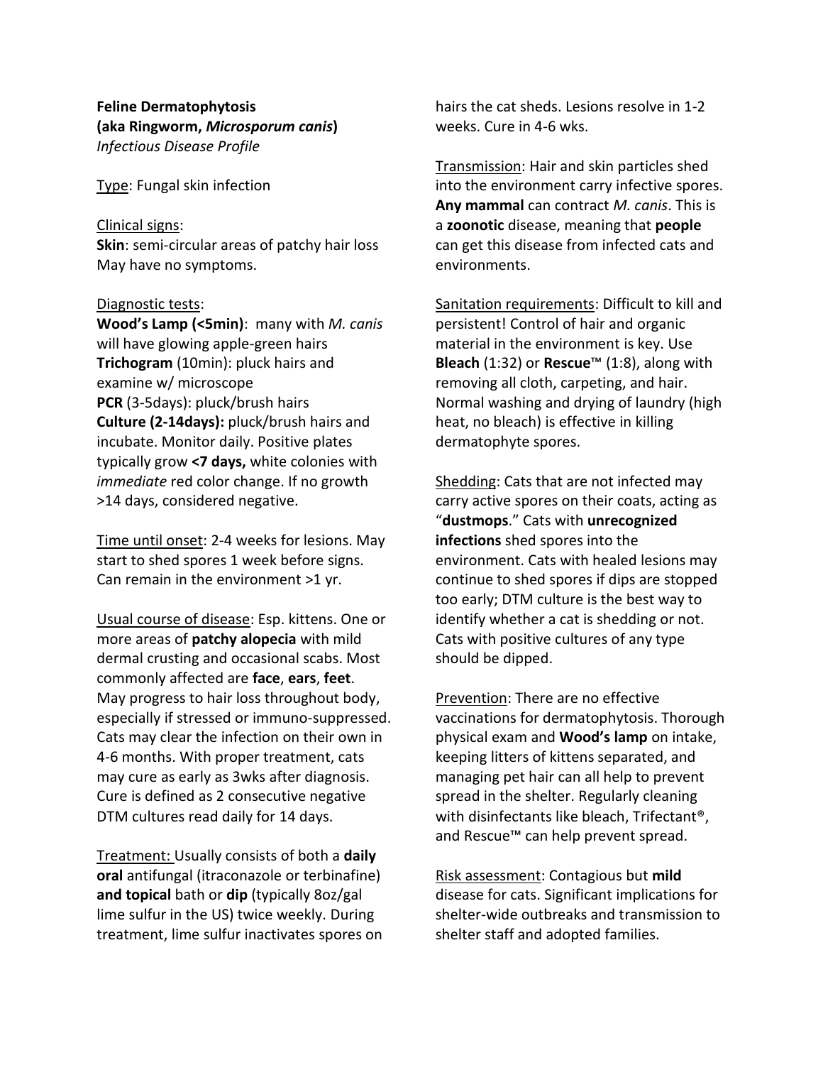**Feline Dermatophytosis**
**(aka Ringworm, *Microsporum canis*)**
*Infectious Disease Profile*

<u>Type</u>: Fungal skin infection

<u>Clinical signs</u>:
**Skin**: semi-circular areas of patchy hair loss
May have no symptoms.

<u>Diagnostic tests</u>:
**Wood's Lamp (<5min)**: many with *M. canis* will have glowing apple-green hairs
**Trichogram** (10min): pluck hairs and examine w/ microscope
**PCR** (3-5days): pluck/brush hairs
**Culture (2-14days):** pluck/brush hairs and incubate. Monitor daily. Positive plates typically grow **<7 days,** white colonies with *immediate* red color change. If no growth >14 days, considered negative.

<u>Time until onset</u>: 2-4 weeks for lesions. May start to shed spores 1 week before signs. Can remain in the environment >1 yr.

<u>Usual course of disease</u>: Esp. kittens. One or more areas of **patchy alopecia** with mild dermal crusting and occasional scabs. Most commonly affected are **face**, **ears**, **feet**. May progress to hair loss throughout body, especially if stressed or immuno-suppressed. Cats may clear the infection on their own in 4-6 months. With proper treatment, cats may cure as early as 3wks after diagnosis. Cure is defined as 2 consecutive negative DTM cultures read daily for 14 days.

<u>Treatment:</u> Usually consists of both a **daily oral** antifungal (itraconazole or terbinafine) **and topical** bath or **dip** (typically 8oz/gal lime sulfur in the US) twice weekly. During treatment, lime sulfur inactivates spores on hairs the cat sheds. Lesions resolve in 1-2 weeks. Cure in 4-6 wks.

<u>Transmission</u>: Hair and skin particles shed into the environment carry infective spores. **Any mammal** can contract *M. canis*. This is a **zoonotic** disease, meaning that **people** can get this disease from infected cats and environments.

<u>Sanitation requirements</u>: Difficult to kill and persistent! Control of hair and organic material in the environment is key. Use **Bleach** (1:32) or **Rescue**™ (1:8), along with removing all cloth, carpeting, and hair. Normal washing and drying of laundry (high heat, no bleach) is effective in killing dermatophyte spores.

<u>Shedding</u>: Cats that are not infected may carry active spores on their coats, acting as "**dustmops**." Cats with **unrecognized infections** shed spores into the environment. Cats with healed lesions may continue to shed spores if dips are stopped too early; DTM culture is the best way to identify whether a cat is shedding or not. Cats with positive cultures of any type should be dipped.

<u>Prevention</u>: There are no effective vaccinations for dermatophytosis. Thorough physical exam and **Wood's lamp** on intake, keeping litters of kittens separated, and managing pet hair can all help to prevent spread in the shelter. Regularly cleaning with disinfectants like bleach, Trifectant®, and Rescue™ can help prevent spread.

<u>Risk assessment</u>: Contagious but **mild** disease for cats. Significant implications for shelter-wide outbreaks and transmission to shelter staff and adopted families.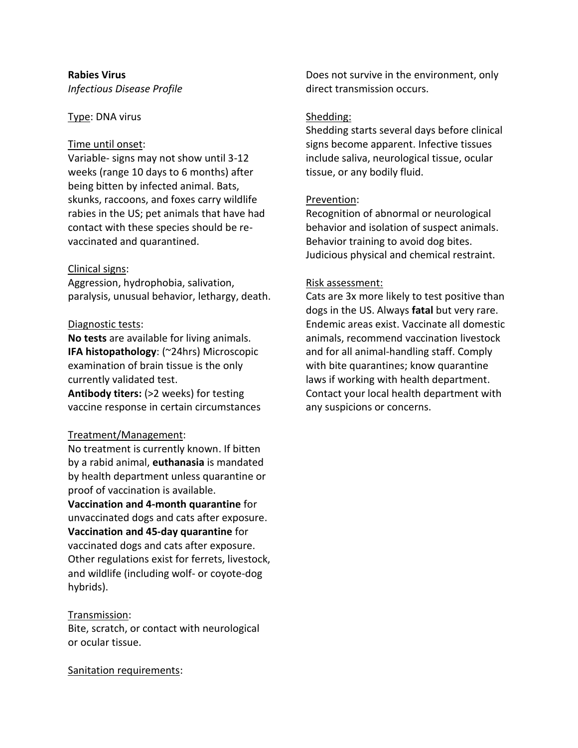**Rabies Virus**
*Infectious Disease Profile*

Type: DNA virus

Time until onset:
Variable- signs may not show until 3-12 weeks (range 10 days to 6 months) after being bitten by infected animal. Bats, skunks, raccoons, and foxes carry wildlife rabies in the US; pet animals that have had contact with these species should be re-vaccinated and quarantined.

Clinical signs:
Aggression, hydrophobia, salivation, paralysis, unusual behavior, lethargy, death.

Diagnostic tests:
**No tests** are available for living animals.
**IFA histopathology**: (~24hrs) Microscopic examination of brain tissue is the only currently validated test.
**Antibody titers:** (>2 weeks) for testing vaccine response in certain circumstances

Treatment/Management:
No treatment is currently known. If bitten by a rabid animal, **euthanasia** is mandated by health department unless quarantine or proof of vaccination is available.
**Vaccination and 4-month quarantine** for unvaccinated dogs and cats after exposure.
**Vaccination and 45-day quarantine** for vaccinated dogs and cats after exposure.
Other regulations exist for ferrets, livestock, and wildlife (including wolf- or coyote-dog hybrids).

Transmission:
Bite, scratch, or contact with neurological or ocular tissue.

Sanitation requirements:
Does not survive in the environment, only direct transmission occurs.

Shedding:
Shedding starts several days before clinical signs become apparent. Infective tissues include saliva, neurological tissue, ocular tissue, or any bodily fluid.

Prevention:
Recognition of abnormal or neurological behavior and isolation of suspect animals. Behavior training to avoid dog bites. Judicious physical and chemical restraint.

Risk assessment:
Cats are 3x more likely to test positive than dogs in the US. Always **fatal** but very rare. Endemic areas exist. Vaccinate all domestic animals, recommend vaccination livestock and for all animal-handling staff. Comply with bite quarantines; know quarantine laws if working with health department. Contact your local health department with any suspicions or concerns.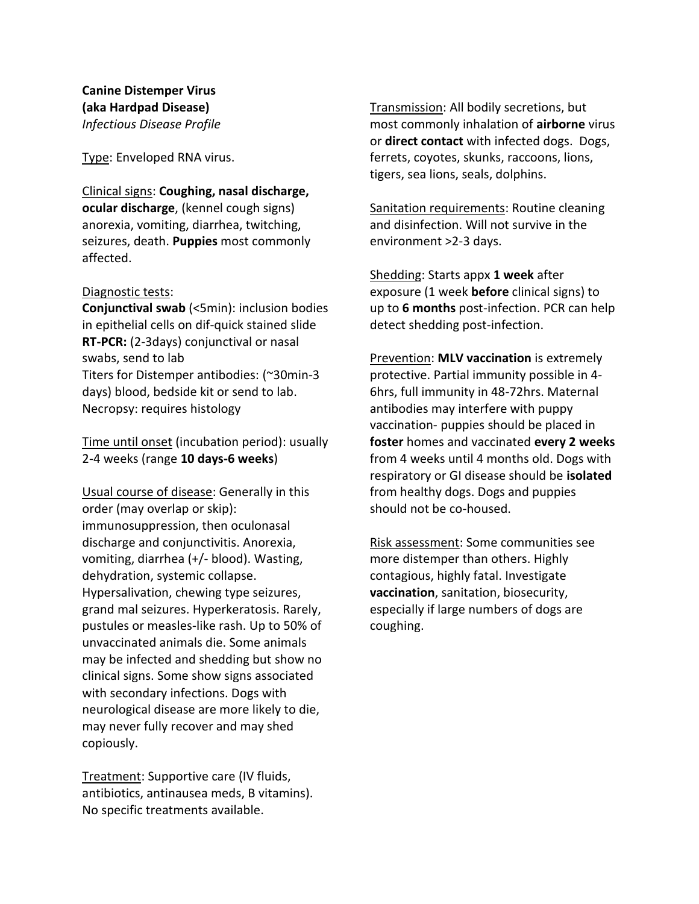**Canine Distemper Virus**
**(aka Hardpad Disease)**
*Infectious Disease Profile*

Type: Enveloped RNA virus.

Clinical signs: **Coughing, nasal discharge, ocular discharge**, (kennel cough signs) anorexia, vomiting, diarrhea, twitching, seizures, death. **Puppies** most commonly affected.

Diagnostic tests:
**Conjunctival swab** (<5min): inclusion bodies in epithelial cells on dif-quick stained slide
**RT-PCR:** (2-3days) conjunctival or nasal swabs, send to lab
Titers for Distemper antibodies: (~30min-3 days) blood, bedside kit or send to lab.
Necropsy: requires histology

Time until onset (incubation period): usually 2-4 weeks (range **10 days-6 weeks**)

Usual course of disease: Generally in this order (may overlap or skip): immunosuppression, then oculonasal discharge and conjunctivitis. Anorexia, vomiting, diarrhea (+/- blood). Wasting, dehydration, systemic collapse. Hypersalivation, chewing type seizures, grand mal seizures. Hyperkeratosis. Rarely, pustules or measles-like rash. Up to 50% of unvaccinated animals die. Some animals may be infected and shedding but show no clinical signs. Some show signs associated with secondary infections. Dogs with neurological disease are more likely to die, may never fully recover and may shed copiously.

Treatment: Supportive care (IV fluids, antibiotics, antinausea meds, B vitamins). No specific treatments available.

Transmission: All bodily secretions, but most commonly inhalation of **airborne** virus or **direct contact** with infected dogs. Dogs, ferrets, coyotes, skunks, raccoons, lions, tigers, sea lions, seals, dolphins.

Sanitation requirements: Routine cleaning and disinfection. Will not survive in the environment >2-3 days.

Shedding: Starts appx **1 week** after exposure (1 week **before** clinical signs) to up to **6 months** post-infection. PCR can help detect shedding post-infection.

Prevention: **MLV vaccination** is extremely protective. Partial immunity possible in 4-6hrs, full immunity in 48-72hrs. Maternal antibodies may interfere with puppy vaccination- puppies should be placed in **foster** homes and vaccinated **every 2 weeks** from 4 weeks until 4 months old. Dogs with respiratory or GI disease should be **isolated** from healthy dogs. Dogs and puppies should not be co-housed.

Risk assessment: Some communities see more distemper than others. Highly contagious, highly fatal. Investigate **vaccination**, sanitation, biosecurity, especially if large numbers of dogs are coughing.